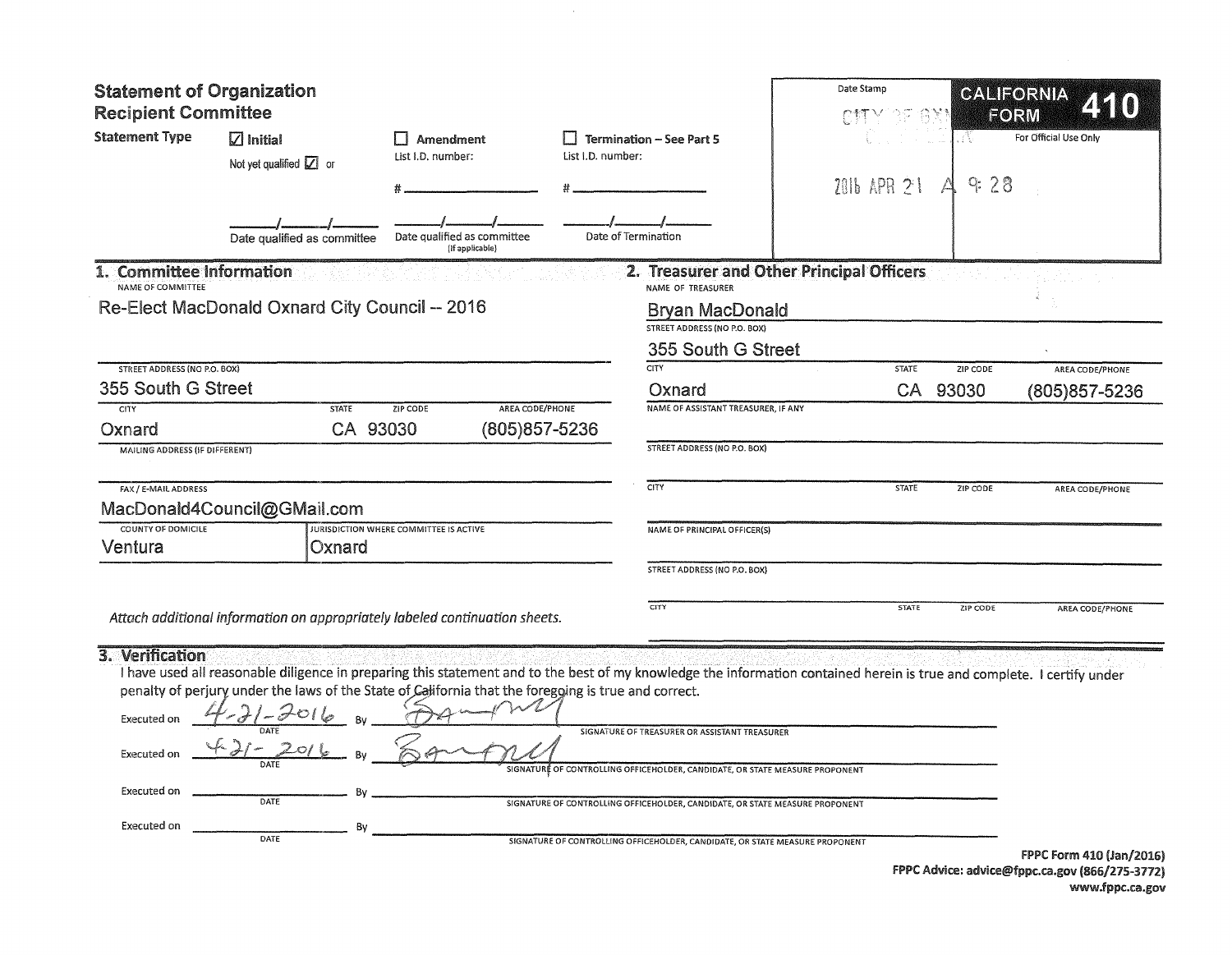# Statement of Organization
## Recipient Committee

**CALIFORNIA FORM 410**

For Official Use Only

Date Stamp

CITY OF OXNARD

2016 APR 21 A 9:28

**Statement Type**

☑ Initial

Not yet qualified ☑ or

\_\_\_/\_\_\_/\_\_\_
Date qualified as committee

☐ Amendment

List I.D. number:

\# \_\_\_\_\_\_\_\_

\_\_\_/\_\_\_/\_\_\_
Date qualified as committee (If applicable)

☐ Termination – See Part 5

List I.D. number:

\# \_\_\_\_\_\_\_\_

\_\_\_/\_\_\_/\_\_\_
Date of Termination

## 1. Committee Information

NAME OF COMMITTEE

Re-Elect MacDonald Oxnard City Council -- 2016

| STREET ADDRESS (NO P.O. BOX) | | | |
|---|---|---|---|
| 355 South G Street | | | |
| **CITY** | **STATE** | **ZIP CODE** | **AREA CODE/PHONE** |
| Oxnard | CA | 93030 | (805)857-5236 |

MAILING ADDRESS (IF DIFFERENT)

FAX / E-MAIL ADDRESS

MacDonald4Council@GMail.com

| COUNTY OF DOMICILE | JURISDICTION WHERE COMMITTEE IS ACTIVE |
|---|---|
| Ventura | Oxnard |

*Attach additional information on appropriately labeled continuation sheets.*

## 2. Treasurer and Other Principal Officers

NAME OF TREASURER

Bryan MacDonald

STREET ADDRESS (NO P.O. BOX)

355 South G Street

| CITY | STATE | ZIP CODE | AREA CODE/PHONE |
|---|---|---|---|
| Oxnard | CA | 93030 | (805)857-5236 |

NAME OF ASSISTANT TREASURER, IF ANY

STREET ADDRESS (NO P.O. BOX)

| CITY | STATE | ZIP CODE | AREA CODE/PHONE |
|---|---|---|---|
| | | | |

NAME OF PRINCIPAL OFFICER(S)

STREET ADDRESS (NO P.O. BOX)

| CITY | STATE | ZIP CODE | AREA CODE/PHONE |
|---|---|---|---|
| | | | |

## 3. Verification

I have used all reasonable diligence in preparing this statement and to the best of my knowledge the information contained herein is true and complete. I certify under penalty of perjury under the laws of the State of California that the foregoing is true and correct.

Executed on 4-21-2016 By [signature]
DATE — SIGNATURE OF TREASURER OR ASSISTANT TREASURER

Executed on 4-21-2016 By [signature]
DATE — SIGNATURE OF CONTROLLING OFFICEHOLDER, CANDIDATE, OR STATE MEASURE PROPONENT

Executed on \_\_\_\_\_\_\_\_ By \_\_\_\_\_\_\_\_
DATE — SIGNATURE OF CONTROLLING OFFICEHOLDER, CANDIDATE, OR STATE MEASURE PROPONENT

Executed on \_\_\_\_\_\_\_\_ By \_\_\_\_\_\_\_\_
DATE — SIGNATURE OF CONTROLLING OFFICEHOLDER, CANDIDATE, OR STATE MEASURE PROPONENT

FPPC Form 410 (Jan/2016)
FPPC Advice: advice@fppc.ca.gov (866/275-3772)
www.fppc.ca.gov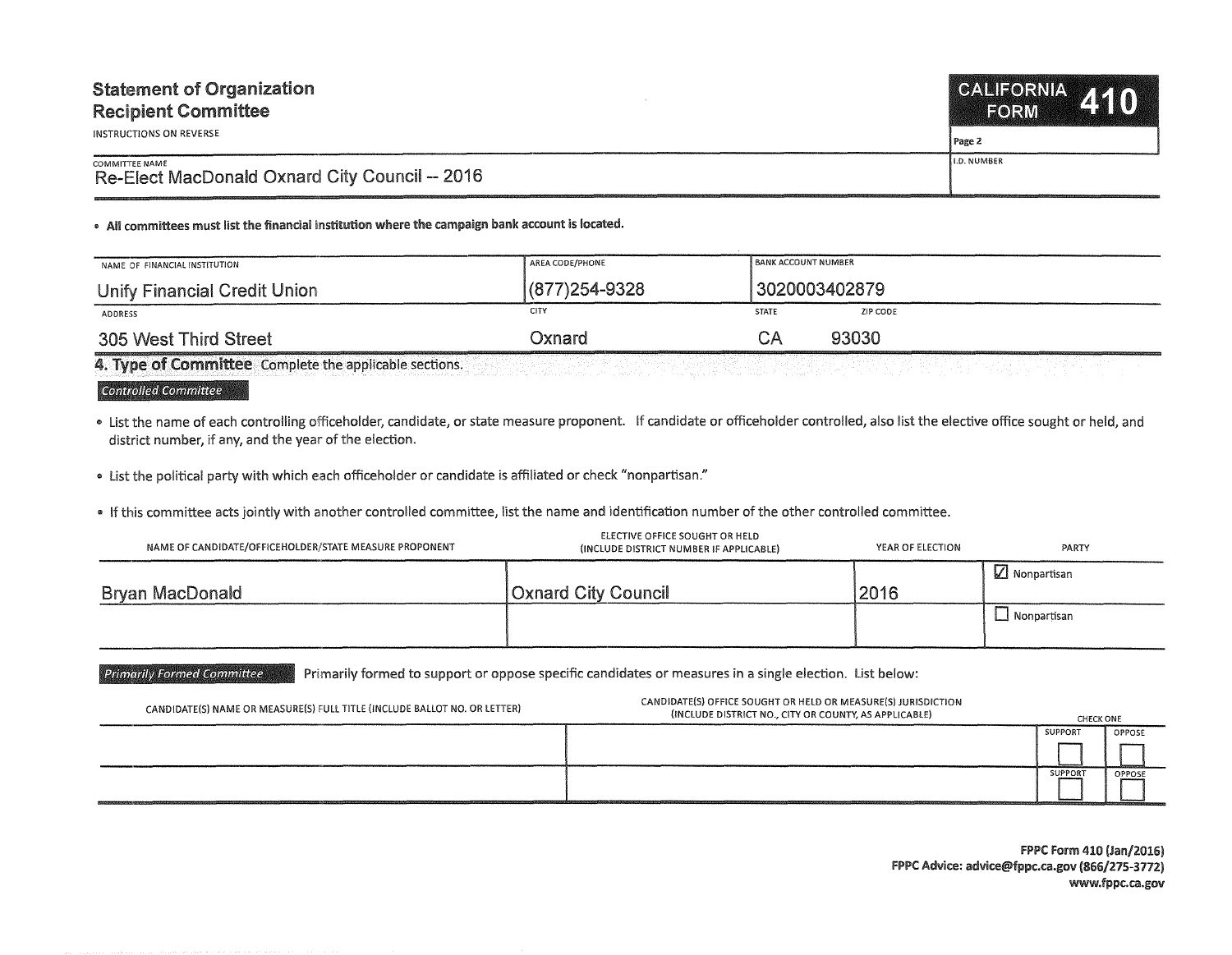# Statement of Organization Recipient Committee

INSTRUCTIONS ON REVERSE

**CALIFORNIA FORM 410**

Page 2

| COMMITTEE NAME | I.D. NUMBER |
|---|---|
| Re-Elect MacDonald Oxnard City Council -- 2016 | |

- **All committees must list the financial institution where the campaign bank account is located.**

| NAME OF FINANCIAL INSTITUTION | AREA CODE/PHONE | BANK ACCOUNT NUMBER | |
|---|---|---|---|
| Unify Financial Credit Union | (877)254-9328 | 3020003402879 | |
| **ADDRESS** | **CITY** | **STATE** | **ZIP CODE** |
| 305 West Third Street | Oxnard | CA | 93030 |

## 4. Type of Committee

Complete the applicable sections.

### Controlled Committee

- List the name of each controlling officeholder, candidate, or state measure proponent. If candidate or officeholder controlled, also list the elective office sought or held, and district number, if any, and the year of the election.
- List the political party with which each officeholder or candidate is affiliated or check "nonpartisan."
- If this committee acts jointly with another controlled committee, list the name and identification number of the other controlled committee.

| NAME OF CANDIDATE/OFFICEHOLDER/STATE MEASURE PROPONENT | ELECTIVE OFFICE SOUGHT OR HELD (INCLUDE DISTRICT NUMBER IF APPLICABLE) | YEAR OF ELECTION | PARTY |
|---|---|---|---|
| Bryan MacDonald | Oxnard City Council | 2016 | ☑ Nonpartisan |
| | | | ☐ Nonpartisan |

### Primarily Formed Committee

Primarily formed to support or oppose specific candidates or measures in a single election. List below:

| CANDIDATE(S) NAME OR MEASURE(S) FULL TITLE (INCLUDE BALLOT NO. OR LETTER) | CANDIDATE(S) OFFICE SOUGHT OR HELD OR MEASURE(S) JURISDICTION (INCLUDE DISTRICT NO., CITY OR COUNTY, AS APPLICABLE) | CHECK ONE | |
|---|---|---|---|
| | | SUPPORT | OPPOSE |
| | | ☐ | ☐ |
| | | ☐ | ☐ |

FPPC Form 410 (Jan/2016)
FPPC Advice: advice@fppc.ca.gov (866/275-3772)
www.fppc.ca.gov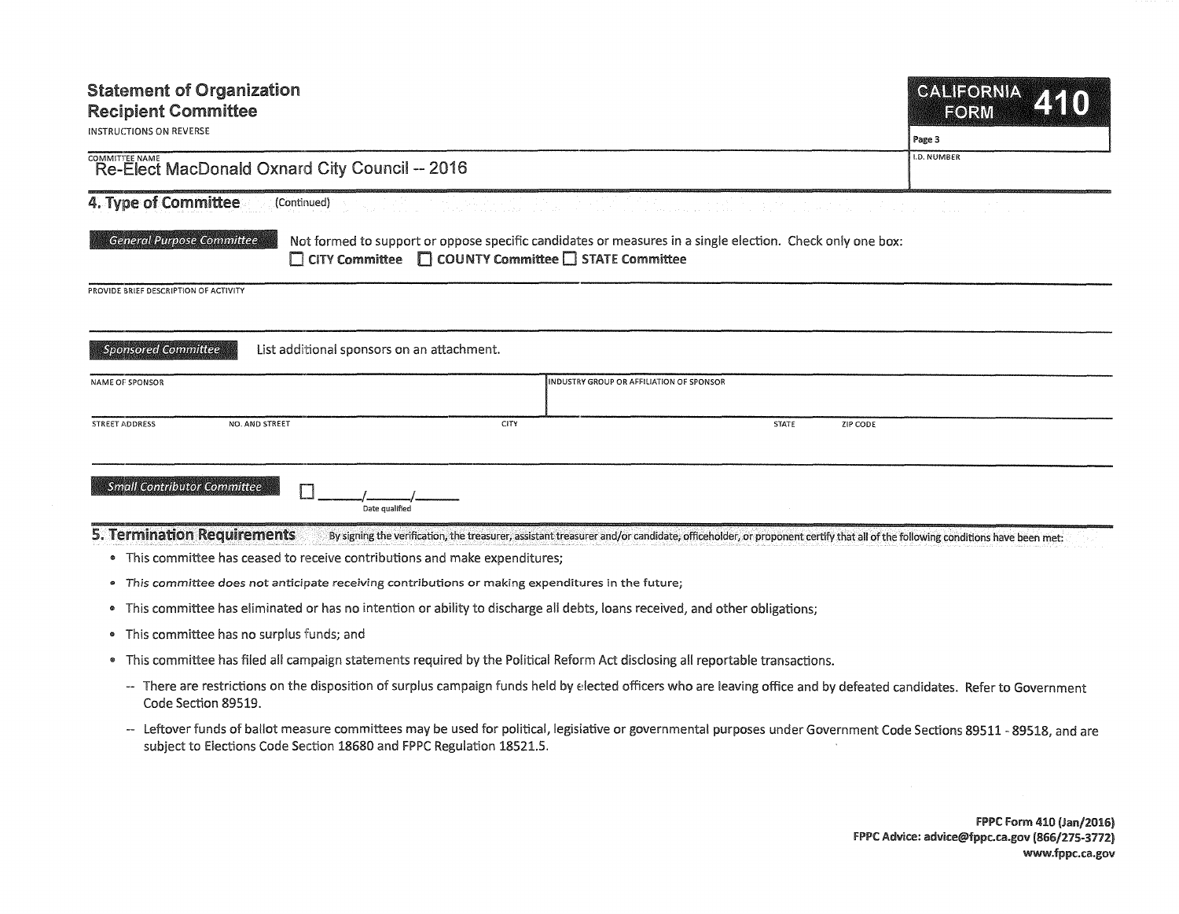# Statement of Organization Recipient Committee

INSTRUCTIONS ON REVERSE

**CALIFORNIA FORM 410**

Page 3

COMMITTEE NAME
Re-Elect MacDonald Oxnard City Council -- 2016

I.D. NUMBER

## 4. Type of Committee (Continued)

**General Purpose Committee** Not formed to support or oppose specific candidates or measures in a single election. Check only one box:

☐ CITY Committee ☐ COUNTY Committee ☐ STATE Committee

PROVIDE BRIEF DESCRIPTION OF ACTIVITY

**Sponsored Committee** List additional sponsors on an attachment.

NAME OF SPONSOR

INDUSTRY GROUP OR AFFILIATION OF SPONSOR

STREET ADDRESS NO. AND STREET CITY STATE ZIP CODE

**Small Contributor Committee** ☐ ____/____/____ Date qualified

## 5. Termination Requirements

By signing the verification, the treasurer, assistant treasurer and/or candidate, officeholder, or proponent certify that all of the following conditions have been met:

- This committee has ceased to receive contributions and make expenditures;
- *This committee does not anticipate receiving contributions or making expenditures in the future;*
- This committee has eliminated or has no intention or ability to discharge all debts, loans received, and other obligations;
- This committee has no surplus funds; and
- This committee has filed all campaign statements required by the Political Reform Act disclosing all reportable transactions.
  - -- There are restrictions on the disposition of surplus campaign funds held by elected officers who are leaving office and by defeated candidates. Refer to Government Code Section 89519.
  - -- Leftover funds of ballot measure committees may be used for political, legislative or governmental purposes under Government Code Sections 89511 - 89518, and are subject to Elections Code Section 18680 and FPPC Regulation 18521.5.

FPPC Form 410 (Jan/2016)
FPPC Advice: advice@fppc.ca.gov (866/275-3772)
www.fppc.ca.gov